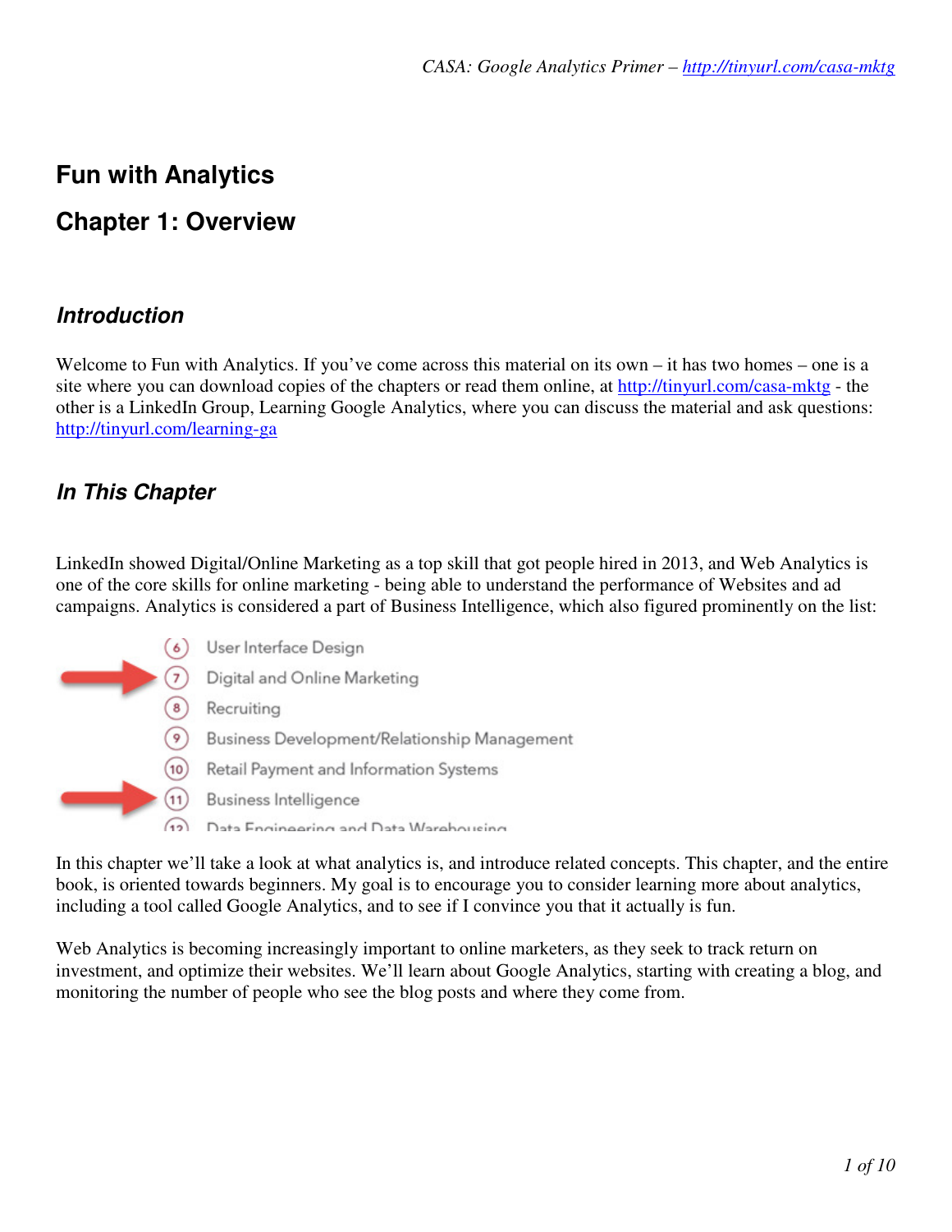# Fun with Analytics

# Chapter 1: Overview

## *Introduction*

Welcome to Fun with Analytics. If you've come across this material on its own – it has two homes – one is a site where you can download copies of the chapters or read them online, at http://tinyurl.com/casa-mktg - the other is a LinkedIn Group, Learning Google Analytics, where you can discuss the material and ask questions: http://tinyurl.com/learning-ga

## *In This Chapter*

LinkedIn showed Digital/Online Marketing as a top skill that got people hired in 2013, and Web Analytics is one of the core skills for online marketing - being able to understand the performance of Websites and ad campaigns. Analytics is considered a part of Business Intelligence, which also figured prominently on the list:

6. User Interface Design
7. Digital and Online Marketing
8. Recruiting
9. Business Development/Relationship Management
10. Retail Payment and Information Systems
11. Business Intelligence
12. Data Engineering and Data Warehousing

In this chapter we'll take a look at what analytics is, and introduce related concepts. This chapter, and the entire book, is oriented towards beginners. My goal is to encourage you to consider learning more about analytics, including a tool called Google Analytics, and to see if I convince you that it actually is fun.

Web Analytics is becoming increasingly important to online marketers, as they seek to track return on investment, and optimize their websites. We'll learn about Google Analytics, starting with creating a blog, and monitoring the number of people who see the blog posts and where they come from.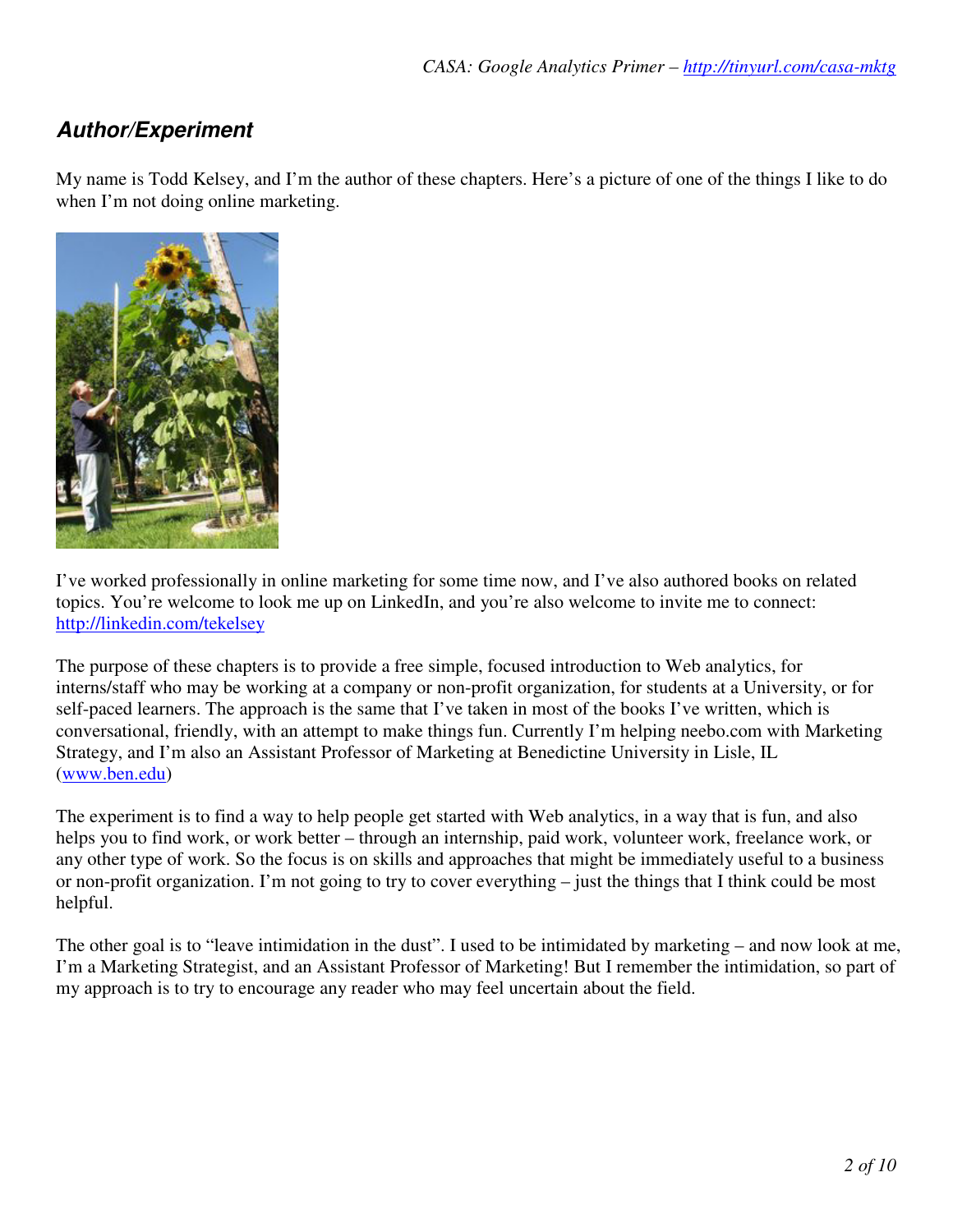## Author/Experiment

My name is Todd Kelsey, and I'm the author of these chapters. Here's a picture of one of the things I like to do when I'm not doing online marketing.

I've worked professionally in online marketing for some time now, and I've also authored books on related topics. You're welcome to look me up on LinkedIn, and you're also welcome to invite me to connect: http://linkedin.com/tekelsey

The purpose of these chapters is to provide a free simple, focused introduction to Web analytics, for interns/staff who may be working at a company or non-profit organization, for students at a University, or for self-paced learners. The approach is the same that I've taken in most of the books I've written, which is conversational, friendly, with an attempt to make things fun. Currently I'm helping neebo.com with Marketing Strategy, and I'm also an Assistant Professor of Marketing at Benedictine University in Lisle, IL (www.ben.edu)

The experiment is to find a way to help people get started with Web analytics, in a way that is fun, and also helps you to find work, or work better – through an internship, paid work, volunteer work, freelance work, or any other type of work. So the focus is on skills and approaches that might be immediately useful to a business or non-profit organization. I'm not going to try to cover everything – just the things that I think could be most helpful.

The other goal is to "leave intimidation in the dust". I used to be intimidated by marketing – and now look at me, I'm a Marketing Strategist, and an Assistant Professor of Marketing! But I remember the intimidation, so part of my approach is to try to encourage any reader who may feel uncertain about the field.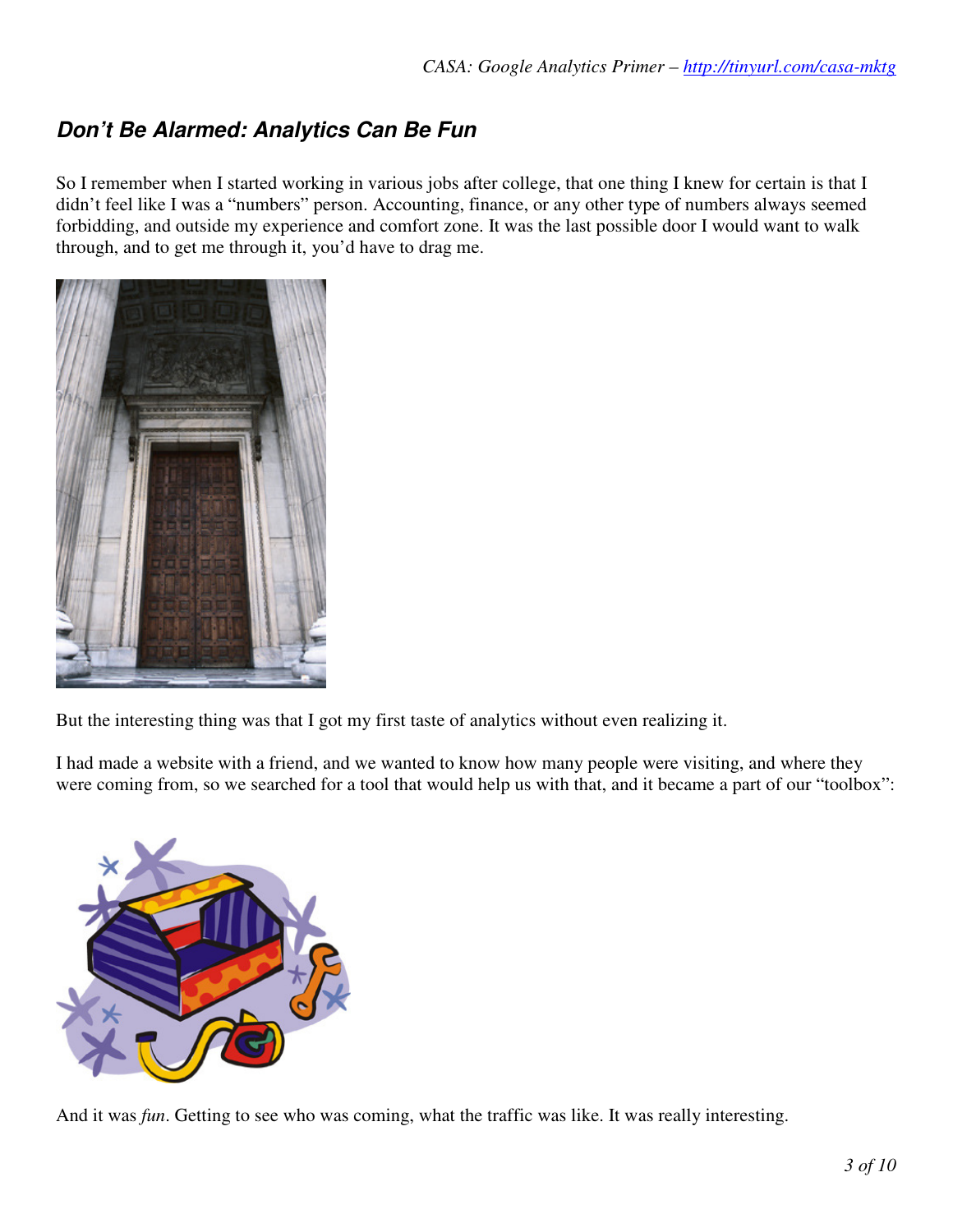## *Don't Be Alarmed: Analytics Can Be Fun*

So I remember when I started working in various jobs after college, that one thing I knew for certain is that I didn't feel like I was a "numbers" person. Accounting, finance, or any other type of numbers always seemed forbidding, and outside my experience and comfort zone. It was the last possible door I would want to walk through, and to get me through it, you'd have to drag me.

But the interesting thing was that I got my first taste of analytics without even realizing it.

I had made a website with a friend, and we wanted to know how many people were visiting, and where they were coming from, so we searched for a tool that would help us with that, and it became a part of our "toolbox":

And it was *fun*. Getting to see who was coming, what the traffic was like. It was really interesting.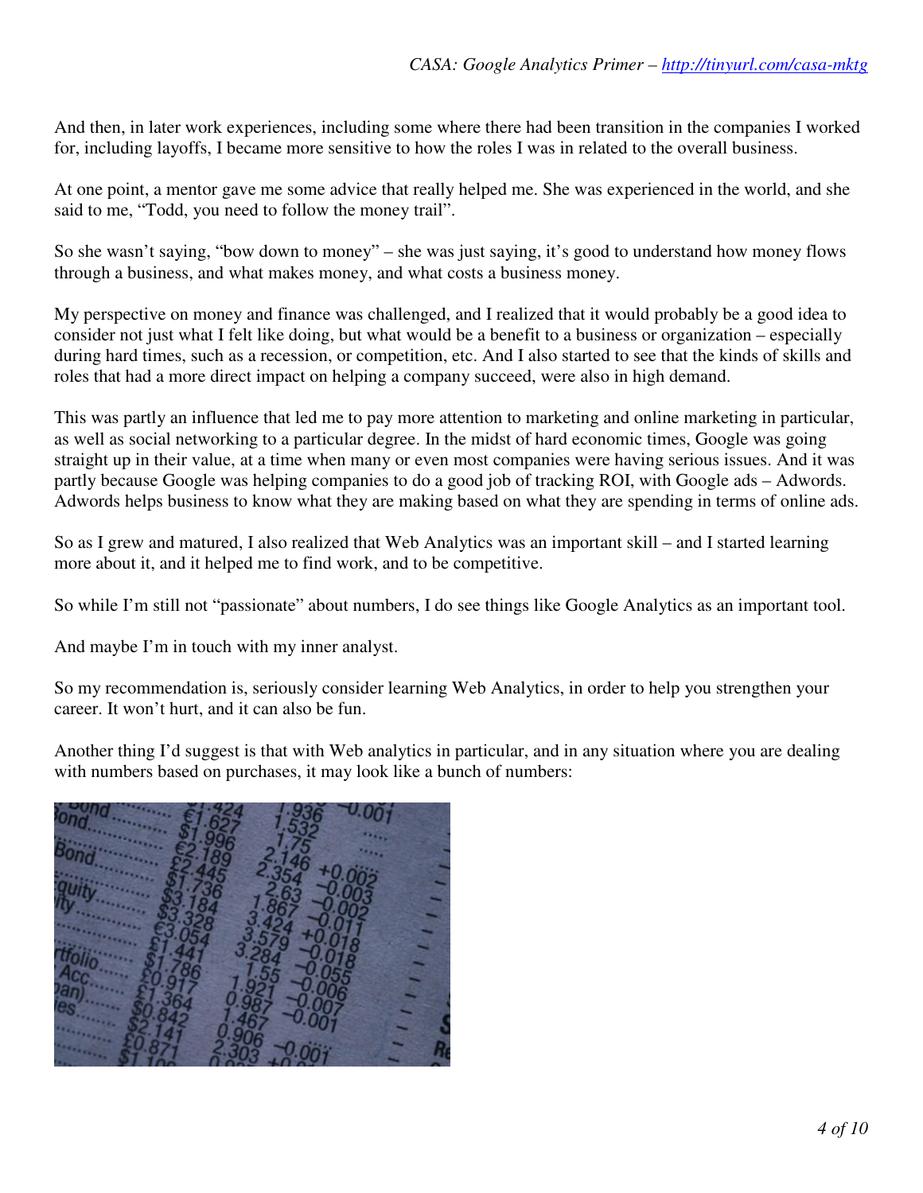And then, in later work experiences, including some where there had been transition in the companies I worked for, including layoffs, I became more sensitive to how the roles I was in related to the overall business.

At one point, a mentor gave me some advice that really helped me. She was experienced in the world, and she said to me, "Todd, you need to follow the money trail".

So she wasn't saying, "bow down to money" – she was just saying, it's good to understand how money flows through a business, and what makes money, and what costs a business money.

My perspective on money and finance was challenged, and I realized that it would probably be a good idea to consider not just what I felt like doing, but what would be a benefit to a business or organization – especially during hard times, such as a recession, or competition, etc. And I also started to see that the kinds of skills and roles that had a more direct impact on helping a company succeed, were also in high demand.

This was partly an influence that led me to pay more attention to marketing and online marketing in particular, as well as social networking to a particular degree. In the midst of hard economic times, Google was going straight up in their value, at a time when many or even most companies were having serious issues. And it was partly because Google was helping companies to do a good job of tracking ROI, with Google ads – Adwords. Adwords helps business to know what they are making based on what they are spending in terms of online ads.

So as I grew and matured, I also realized that Web Analytics was an important skill – and I started learning more about it, and it helped me to find work, and to be competitive.

So while I'm still not "passionate" about numbers, I do see things like Google Analytics as an important tool.

And maybe I'm in touch with my inner analyst.

So my recommendation is, seriously consider learning Web Analytics, in order to help you strengthen your career. It won't hurt, and it can also be fun.

Another thing I'd suggest is that with Web analytics in particular, and in any situation where you are dealing with numbers based on purchases, it may look like a bunch of numbers: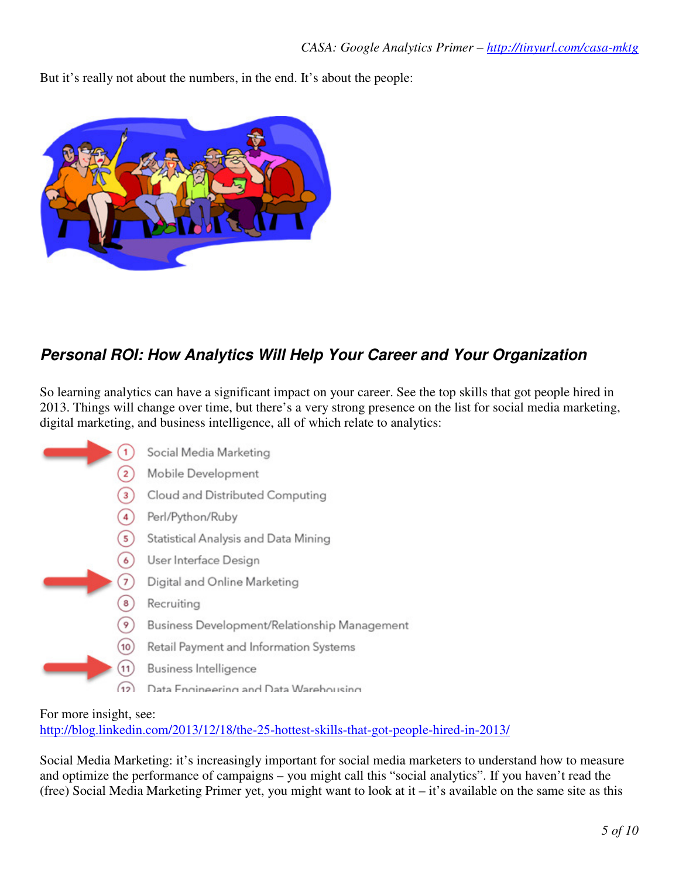But it's really not about the numbers, in the end. It's about the people:

## *Personal ROI: How Analytics Will Help Your Career and Your Organization*

So learning analytics can have a significant impact on your career. See the top skills that got people hired in 2013. Things will change over time, but there's a very strong presence on the list for social media marketing, digital marketing, and business intelligence, all of which relate to analytics:

1. Social Media Marketing
2. Mobile Development
3. Cloud and Distributed Computing
4. Perl/Python/Ruby
5. Statistical Analysis and Data Mining
6. User Interface Design
7. Digital and Online Marketing
8. Recruiting
9. Business Development/Relationship Management
10. Retail Payment and Information Systems
11. Business Intelligence
12. Data Engineering and Data Warehousing

For more insight, see:
http://blog.linkedin.com/2013/12/18/the-25-hottest-skills-that-got-people-hired-in-2013/

Social Media Marketing: it's increasingly important for social media marketers to understand how to measure and optimize the performance of campaigns – you might call this "social analytics". If you haven't read the (free) Social Media Marketing Primer yet, you might want to look at it – it's available on the same site as this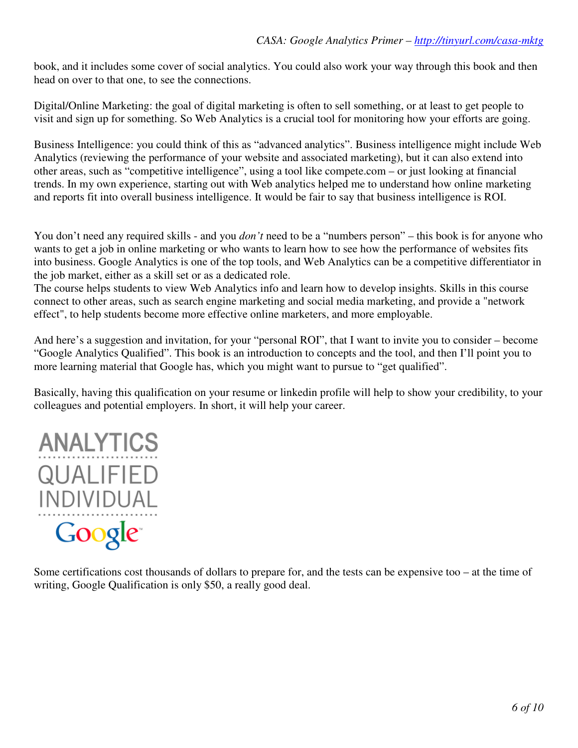book, and it includes some cover of social analytics. You could also work your way through this book and then head on over to that one, to see the connections.

Digital/Online Marketing: the goal of digital marketing is often to sell something, or at least to get people to visit and sign up for something. So Web Analytics is a crucial tool for monitoring how your efforts are going.

Business Intelligence: you could think of this as "advanced analytics". Business intelligence might include Web Analytics (reviewing the performance of your website and associated marketing), but it can also extend into other areas, such as "competitive intelligence", using a tool like compete.com – or just looking at financial trends. In my own experience, starting out with Web analytics helped me to understand how online marketing and reports fit into overall business intelligence. It would be fair to say that business intelligence is ROI.

You don't need any required skills - and you *don't* need to be a "numbers person" – this book is for anyone who wants to get a job in online marketing or who wants to learn how to see how the performance of websites fits into business. Google Analytics is one of the top tools, and Web Analytics can be a competitive differentiator in the job market, either as a skill set or as a dedicated role.
The course helps students to view Web Analytics info and learn how to develop insights. Skills in this course connect to other areas, such as search engine marketing and social media marketing, and provide a "network effect", to help students become more effective online marketers, and more employable.

And here's a suggestion and invitation, for your "personal ROI", that I want to invite you to consider – become "Google Analytics Qualified". This book is an introduction to concepts and the tool, and then I'll point you to more learning material that Google has, which you might want to pursue to "get qualified".

Basically, having this qualification on your resume or linkedin profile will help to show your credibility, to your colleagues and potential employers. In short, it will help your career.

ANALYTICS QUALIFIED INDIVIDUAL Google

Some certifications cost thousands of dollars to prepare for, and the tests can be expensive too – at the time of writing, Google Qualification is only $50, a really good deal.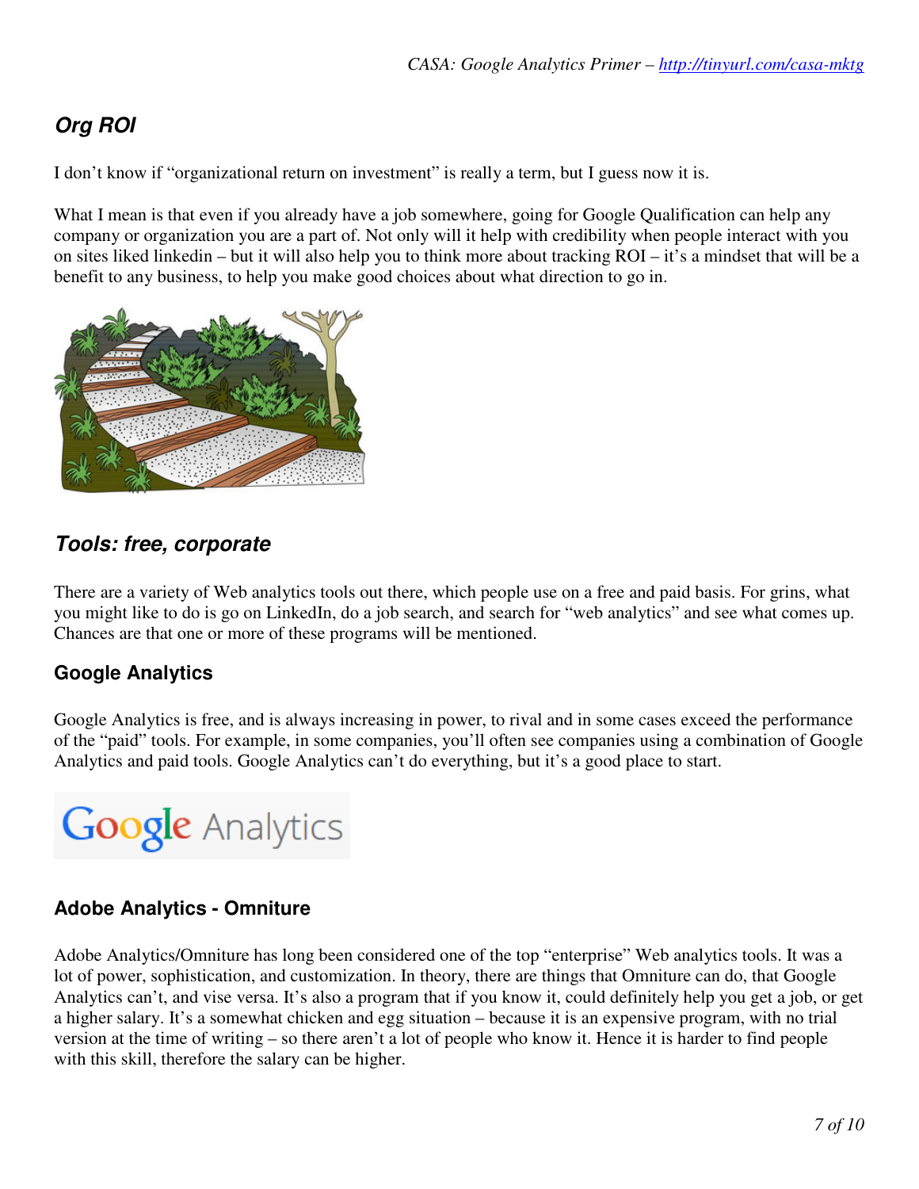## *Org ROI*

I don't know if "organizational return on investment" is really a term, but I guess now it is.

What I mean is that even if you already have a job somewhere, going for Google Qualification can help any company or organization you are a part of. Not only will it help with credibility when people interact with you on sites liked linkedin – but it will also help you to think more about tracking ROI – it's a mindset that will be a benefit to any business, to help you make good choices about what direction to go in.

## *Tools: free, corporate*

There are a variety of Web analytics tools out there, which people use on a free and paid basis. For grins, what you might like to do is go on LinkedIn, do a job search, and search for "web analytics" and see what comes up. Chances are that one or more of these programs will be mentioned.

### Google Analytics

Google Analytics is free, and is always increasing in power, to rival and in some cases exceed the performance of the "paid" tools. For example, in some companies, you'll often see companies using a combination of Google Analytics and paid tools. Google Analytics can't do everything, but it's a good place to start.

### Adobe Analytics - Omniture

Adobe Analytics/Omniture has long been considered one of the top "enterprise" Web analytics tools. It was a lot of power, sophistication, and customization. In theory, there are things that Omniture can do, that Google Analytics can't, and vise versa. It's also a program that if you know it, could definitely help you get a job, or get a higher salary. It's a somewhat chicken and egg situation – because it is an expensive program, with no trial version at the time of writing – so there aren't a lot of people who know it. Hence it is harder to find people with this skill, therefore the salary can be higher.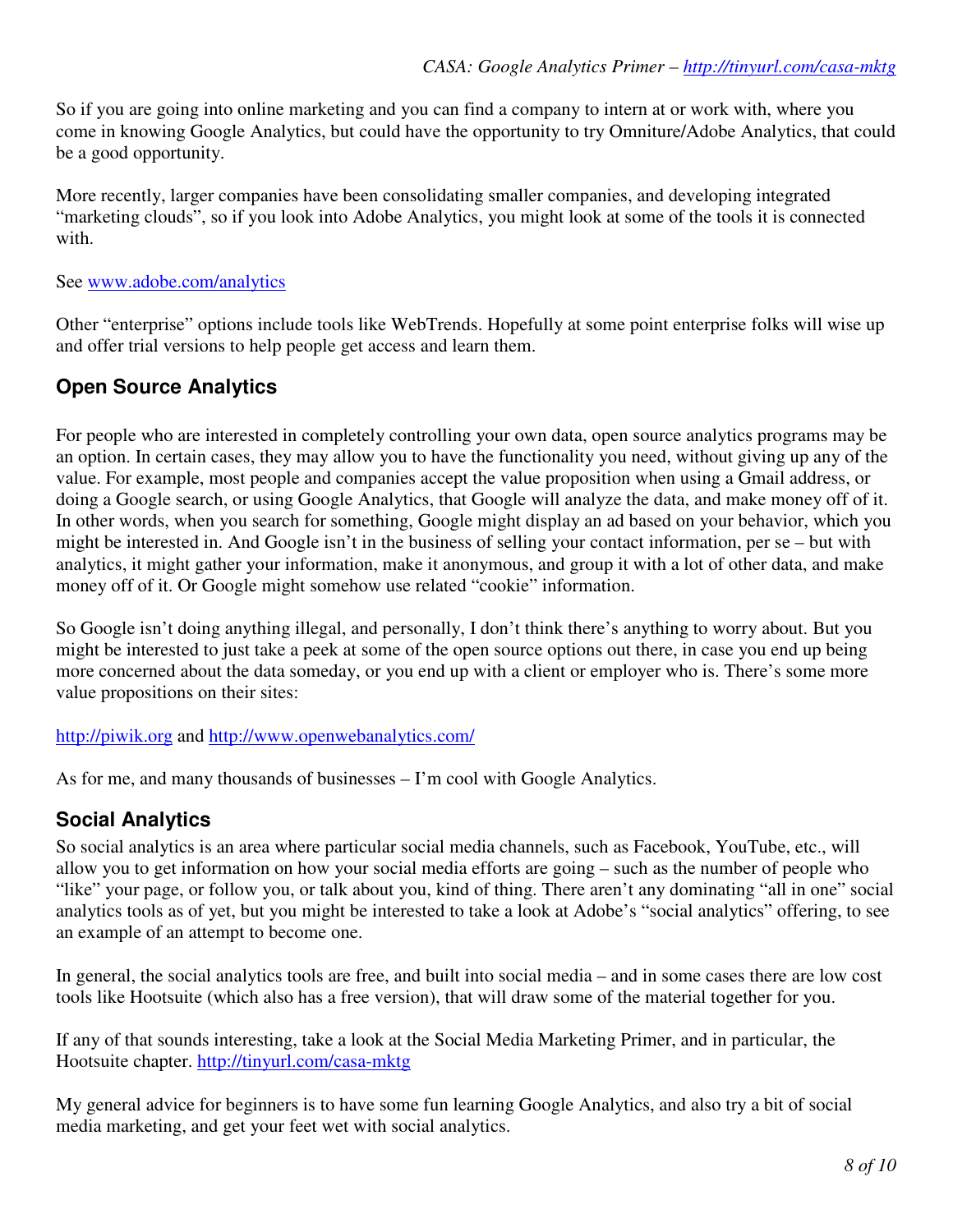So if you are going into online marketing and you can find a company to intern at or work with, where you come in knowing Google Analytics, but could have the opportunity to try Omniture/Adobe Analytics, that could be a good opportunity.

More recently, larger companies have been consolidating smaller companies, and developing integrated "marketing clouds", so if you look into Adobe Analytics, you might look at some of the tools it is connected with.

See [www.adobe.com/analytics](http://www.adobe.com/analytics)

Other "enterprise" options include tools like WebTrends. Hopefully at some point enterprise folks will wise up and offer trial versions to help people get access and learn them.

## Open Source Analytics

For people who are interested in completely controlling your own data, open source analytics programs may be an option. In certain cases, they may allow you to have the functionality you need, without giving up any of the value. For example, most people and companies accept the value proposition when using a Gmail address, or doing a Google search, or using Google Analytics, that Google will analyze the data, and make money off of it. In other words, when you search for something, Google might display an ad based on your behavior, which you might be interested in. And Google isn't in the business of selling your contact information, per se – but with analytics, it might gather your information, make it anonymous, and group it with a lot of other data, and make money off of it. Or Google might somehow use related "cookie" information.

So Google isn't doing anything illegal, and personally, I don't think there's anything to worry about. But you might be interested to just take a peek at some of the open source options out there, in case you end up being more concerned about the data someday, or you end up with a client or employer who is. There's some more value propositions on their sites:

[http://piwik.org](http://piwik.org) and [http://www.openwebanalytics.com/](http://www.openwebanalytics.com/)

As for me, and many thousands of businesses – I'm cool with Google Analytics.

## Social Analytics

So social analytics is an area where particular social media channels, such as Facebook, YouTube, etc., will allow you to get information on how your social media efforts are going – such as the number of people who "like" your page, or follow you, or talk about you, kind of thing. There aren't any dominating "all in one" social analytics tools as of yet, but you might be interested to take a look at Adobe's "social analytics" offering, to see an example of an attempt to become one.

In general, the social analytics tools are free, and built into social media – and in some cases there are low cost tools like Hootsuite (which also has a free version), that will draw some of the material together for you.

If any of that sounds interesting, take a look at the Social Media Marketing Primer, and in particular, the Hootsuite chapter. [http://tinyurl.com/casa-mktg](http://tinyurl.com/casa-mktg)

My general advice for beginners is to have some fun learning Google Analytics, and also try a bit of social media marketing, and get your feet wet with social analytics.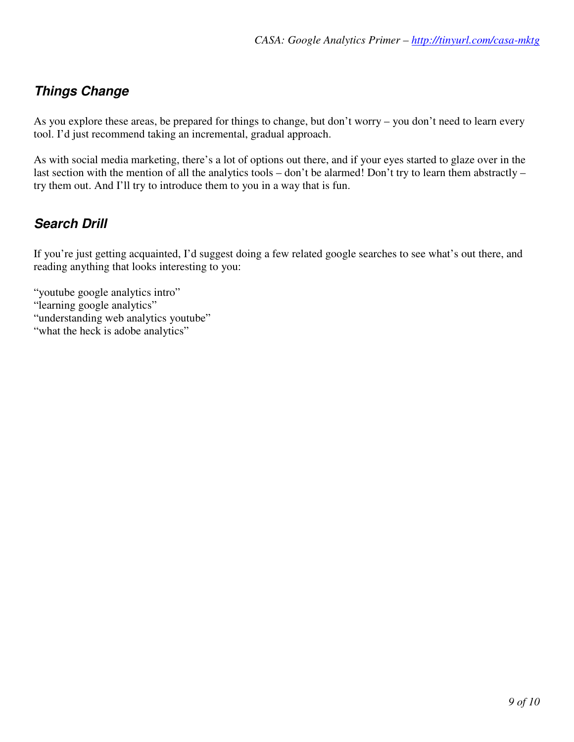## *Things Change*

As you explore these areas, be prepared for things to change, but don't worry – you don't need to learn every tool. I'd just recommend taking an incremental, gradual approach.

As with social media marketing, there's a lot of options out there, and if your eyes started to glaze over in the last section with the mention of all the analytics tools – don't be alarmed! Don't try to learn them abstractly – try them out. And I'll try to introduce them to you in a way that is fun.

## *Search Drill*

If you're just getting acquainted, I'd suggest doing a few related google searches to see what's out there, and reading anything that looks interesting to you:

"youtube google analytics intro"
"learning google analytics"
"understanding web analytics youtube"
"what the heck is adobe analytics"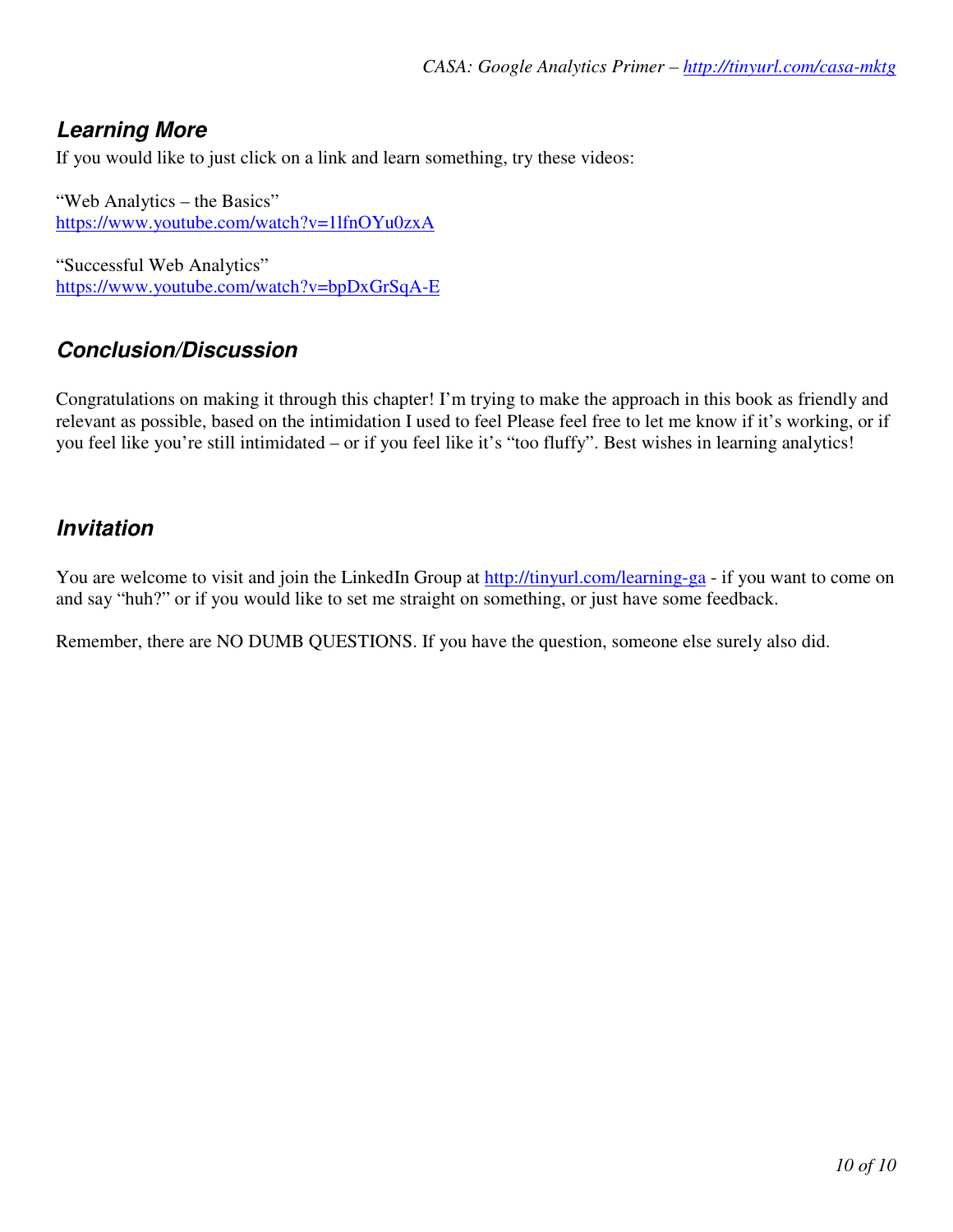## *Learning More*

If you would like to just click on a link and learn something, try these videos:

"Web Analytics – the Basics"
https://www.youtube.com/watch?v=1lfnOYu0zxA

"Successful Web Analytics"
https://www.youtube.com/watch?v=bpDxGrSqA-E

## *Conclusion/Discussion*

Congratulations on making it through this chapter! I'm trying to make the approach in this book as friendly and relevant as possible, based on the intimidation I used to feel Please feel free to let me know if it's working, or if you feel like you're still intimidated – or if you feel like it's "too fluffy". Best wishes in learning analytics!

## *Invitation*

You are welcome to visit and join the LinkedIn Group at http://tinyurl.com/learning-ga - if you want to come on and say "huh?" or if you would like to set me straight on something, or just have some feedback.

Remember, there are NO DUMB QUESTIONS. If you have the question, someone else surely also did.